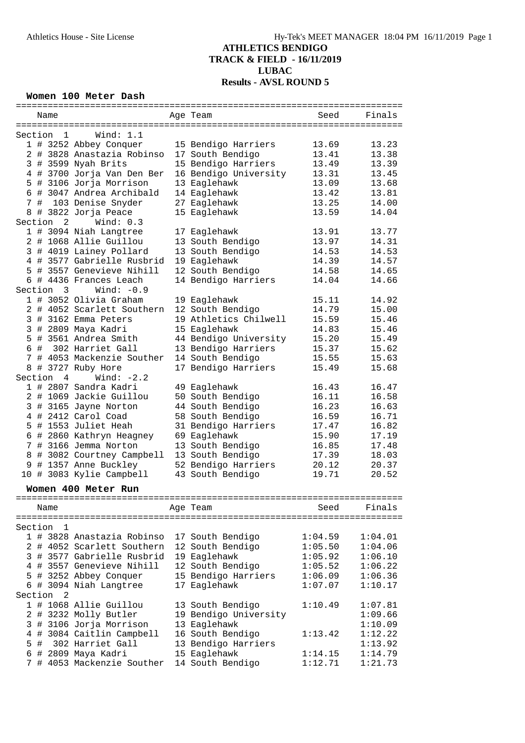# ATHLETICS BENDIGO
## TRACK & FIELD - 16/11/2019
## LUBAC
## Results - AVSL ROUND 5

### Women 100 Meter Dash

| Place | # | No. | Name | Age | Team | Seed | Finals |
|---|---|---|---|---|---|---|---|
| **Section 1** | | | **Wind: 1.1** | | | | |
| 1 | # | 3252 | Abbey Conquer | 15 | Bendigo Harriers | 13.69 | 13.23 |
| 2 | # | 3828 | Anastazia Robinso | 17 | South Bendigo | 13.41 | 13.38 |
| 3 | # | 3599 | Nyah Brits | 15 | Bendigo Harriers | 13.49 | 13.39 |
| 4 | # | 3700 | Jorja Van Den Ber | 16 | Bendigo University | 13.31 | 13.45 |
| 5 | # | 3106 | Jorja Morrison | 13 | Eaglehawk | 13.09 | 13.68 |
| 6 | # | 3047 | Andrea Archibald | 14 | Eaglehawk | 13.42 | 13.81 |
| 7 | # | 103 | Denise Snyder | 27 | Eaglehawk | 13.25 | 14.00 |
| 8 | # | 3822 | Jorja Peace | 15 | Eaglehawk | 13.59 | 14.04 |
| **Section 2** | | | **Wind: 0.3** | | | | |
| 1 | # | 3094 | Niah Langtree | 17 | Eaglehawk | 13.91 | 13.77 |
| 2 | # | 1068 | Allie Guillou | 13 | South Bendigo | 13.97 | 14.31 |
| 3 | # | 4019 | Lainey Pollard | 13 | South Bendigo | 14.53 | 14.53 |
| 4 | # | 3577 | Gabrielle Rusbrid | 19 | Eaglehawk | 14.39 | 14.57 |
| 5 | # | 3557 | Genevieve Nihill | 12 | South Bendigo | 14.58 | 14.65 |
| 6 | # | 4436 | Frances Leach | 14 | Bendigo Harriers | 14.04 | 14.66 |
| **Section 3** | | | **Wind: -0.9** | | | | |
| 1 | # | 3052 | Olivia Graham | 19 | Eaglehawk | 15.11 | 14.92 |
| 2 | # | 4052 | Scarlett Southern | 12 | South Bendigo | 14.79 | 15.00 |
| 3 | # | 3162 | Emma Peters | 19 | Athletics Chilwell | 15.59 | 15.46 |
| 3 | # | 2809 | Maya Kadri | 15 | Eaglehawk | 14.83 | 15.46 |
| 5 | # | 3561 | Andrea Smith | 44 | Bendigo University | 15.20 | 15.49 |
| 6 | # | 302 | Harriet Gall | 13 | Bendigo Harriers | 15.37 | 15.62 |
| 7 | # | 4053 | Mackenzie Souther | 14 | South Bendigo | 15.55 | 15.63 |
| 8 | # | 3727 | Ruby Hore | 17 | Bendigo Harriers | 15.49 | 15.68 |
| **Section 4** | | | **Wind: -2.2** | | | | |
| 1 | # | 2807 | Sandra Kadri | 49 | Eaglehawk | 16.43 | 16.47 |
| 2 | # | 1069 | Jackie Guillou | 50 | South Bendigo | 16.11 | 16.58 |
| 3 | # | 3165 | Jayne Norton | 44 | South Bendigo | 16.23 | 16.63 |
| 4 | # | 2412 | Carol Coad | 58 | South Bendigo | 16.59 | 16.71 |
| 5 | # | 1553 | Juliet Heah | 31 | Bendigo Harriers | 17.47 | 16.82 |
| 6 | # | 2860 | Kathryn Heagney | 69 | Eaglehawk | 15.90 | 17.19 |
| 7 | # | 3166 | Jemma Norton | 13 | South Bendigo | 16.85 | 17.48 |
| 8 | # | 3082 | Courtney Campbell | 13 | South Bendigo | 17.39 | 18.03 |
| 9 | # | 1357 | Anne Buckley | 52 | Bendigo Harriers | 20.12 | 20.37 |
| 10 | # | 3083 | Kylie Campbell | 43 | South Bendigo | 19.71 | 20.52 |

### Women 400 Meter Run

| Place | # | No. | Name | Age | Team | Seed | Finals |
|---|---|---|---|---|---|---|---|
| **Section 1** | | | | | | | |
| 1 | # | 3828 | Anastazia Robinso | 17 | South Bendigo | 1:04.59 | 1:04.01 |
| 2 | # | 4052 | Scarlett Southern | 12 | South Bendigo | 1:05.50 | 1:04.06 |
| 3 | # | 3577 | Gabrielle Rusbrid | 19 | Eaglehawk | 1:05.92 | 1:06.10 |
| 4 | # | 3557 | Genevieve Nihill | 12 | South Bendigo | 1:05.52 | 1:06.22 |
| 5 | # | 3252 | Abbey Conquer | 15 | Bendigo Harriers | 1:06.09 | 1:06.36 |
| 6 | # | 3094 | Niah Langtree | 17 | Eaglehawk | 1:07.07 | 1:10.17 |
| **Section 2** | | | | | | | |
| 1 | # | 1068 | Allie Guillou | 13 | South Bendigo | 1:10.49 | 1:07.81 |
| 2 | # | 3232 | Molly Butler | 19 | Bendigo University | | 1:09.66 |
| 3 | # | 3106 | Jorja Morrison | 13 | Eaglehawk | | 1:10.09 |
| 4 | # | 3084 | Caitlin Campbell | 16 | South Bendigo | 1:13.42 | 1:12.22 |
| 5 | # | 302 | Harriet Gall | 13 | Bendigo Harriers | | 1:13.92 |
| 6 | # | 2809 | Maya Kadri | 15 | Eaglehawk | 1:14.15 | 1:14.79 |
| 7 | # | 4053 | Mackenzie Souther | 14 | South Bendigo | 1:12.71 | 1:21.73 |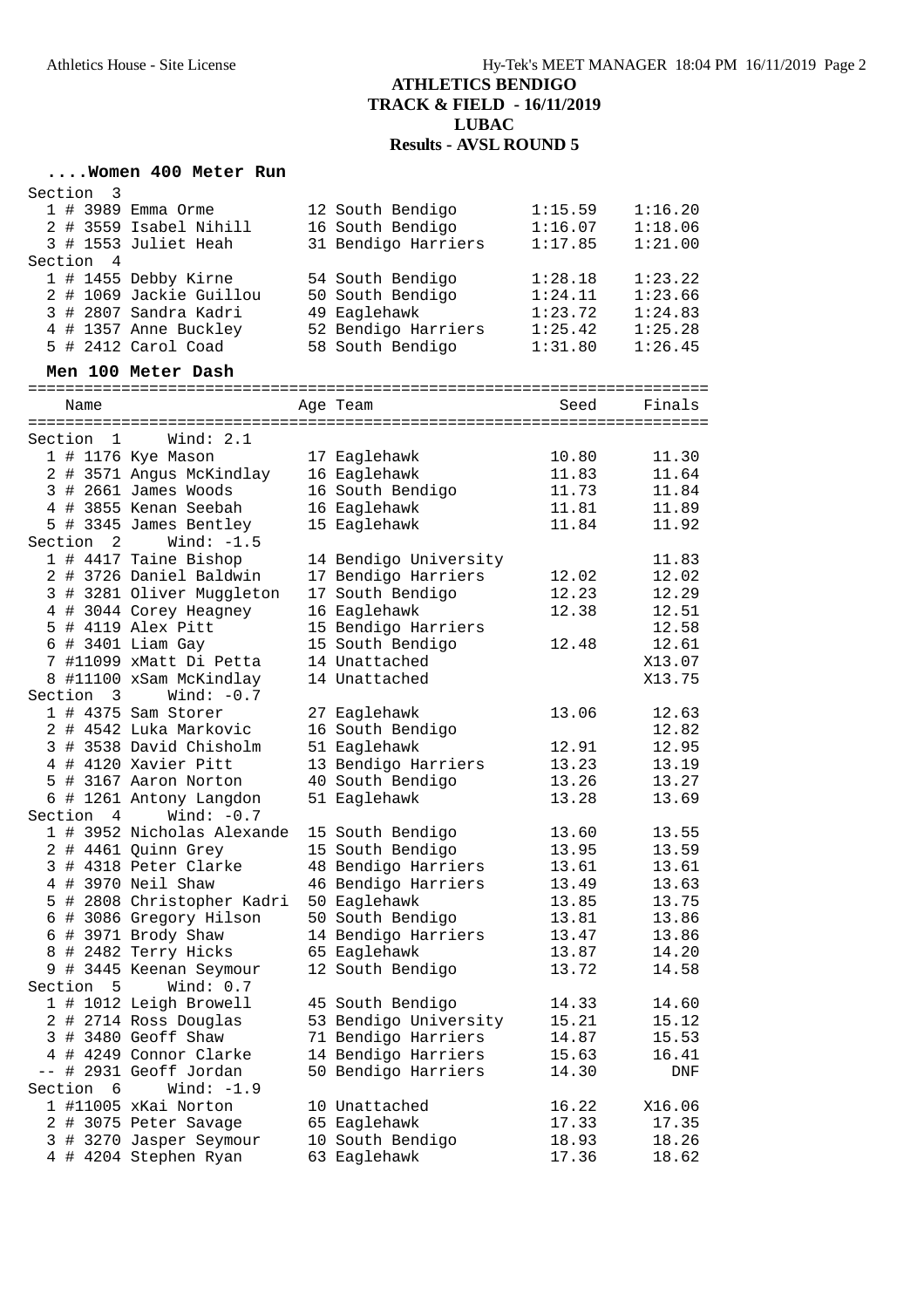# ATHLETICS BENDIGO
## TRACK & FIELD - 16/11/2019
## LUBAC
## Results - AVSL ROUND 5

### ....Women 400 Meter Run

Section 3

| Place | Name | Age | Team | Seed | Finals |
|---|---|---|---|---|---|
| 1 | # 3989 Emma Orme | 12 | South Bendigo | 1:15.59 | 1:16.20 |
| 2 | # 3559 Isabel Nihill | 16 | South Bendigo | 1:16.07 | 1:18.06 |
| 3 | # 1553 Juliet Heah | 31 | Bendigo Harriers | 1:17.85 | 1:21.00 |

Section 4

| Place | Name | Age | Team | Seed | Finals |
|---|---|---|---|---|---|
| 1 | # 1455 Debby Kirne | 54 | South Bendigo | 1:28.18 | 1:23.22 |
| 2 | # 1069 Jackie Guillou | 50 | South Bendigo | 1:24.11 | 1:23.66 |
| 3 | # 2807 Sandra Kadri | 49 | Eaglehawk | 1:23.72 | 1:24.83 |
| 4 | # 1357 Anne Buckley | 52 | Bendigo Harriers | 1:25.42 | 1:25.28 |
| 5 | # 2412 Carol Coad | 58 | South Bendigo | 1:31.80 | 1:26.45 |

### Men 100 Meter Dash

Section 1 Wind: 2.1

| Place | Name | Age | Team | Seed | Finals |
|---|---|---|---|---|---|
| 1 | # 1176 Kye Mason | 17 | Eaglehawk | 10.80 | 11.30 |
| 2 | # 3571 Angus McKindlay | 16 | Eaglehawk | 11.83 | 11.64 |
| 3 | # 2661 James Woods | 16 | South Bendigo | 11.73 | 11.84 |
| 4 | # 3855 Kenan Seebah | 16 | Eaglehawk | 11.81 | 11.89 |
| 5 | # 3345 James Bentley | 15 | Eaglehawk | 11.84 | 11.92 |

Section 2 Wind: -1.5

| Place | Name | Age | Team | Seed | Finals |
|---|---|---|---|---|---|
| 1 | # 4417 Taine Bishop | 14 | Bendigo University | | 11.83 |
| 2 | # 3726 Daniel Baldwin | 17 | Bendigo Harriers | 12.02 | 12.02 |
| 3 | # 3281 Oliver Muggleton | 17 | South Bendigo | 12.23 | 12.29 |
| 4 | # 3044 Corey Heagney | 16 | Eaglehawk | 12.38 | 12.51 |
| 5 | # 4119 Alex Pitt | 15 | Bendigo Harriers | | 12.58 |
| 6 | # 3401 Liam Gay | 15 | South Bendigo | 12.48 | 12.61 |
| 7 | #11099 xMatt Di Petta | 14 | Unattached | | X13.07 |
| 8 | #11100 xSam McKindlay | 14 | Unattached | | X13.75 |

Section 3 Wind: -0.7

| Place | Name | Age | Team | Seed | Finals |
|---|---|---|---|---|---|
| 1 | # 4375 Sam Storer | 27 | Eaglehawk | 13.06 | 12.63 |
| 2 | # 4542 Luka Markovic | 16 | South Bendigo | | 12.82 |
| 3 | # 3538 David Chisholm | 51 | Eaglehawk | 12.91 | 12.95 |
| 4 | # 4120 Xavier Pitt | 13 | Bendigo Harriers | 13.23 | 13.19 |
| 5 | # 3167 Aaron Norton | 40 | South Bendigo | 13.26 | 13.27 |
| 6 | # 1261 Antony Langdon | 51 | Eaglehawk | 13.28 | 13.69 |

Section 4 Wind: -0.7

| Place | Name | Age | Team | Seed | Finals |
|---|---|---|---|---|---|
| 1 | # 3952 Nicholas Alexande | 15 | South Bendigo | 13.60 | 13.55 |
| 2 | # 4461 Quinn Grey | 15 | South Bendigo | 13.95 | 13.59 |
| 3 | # 4318 Peter Clarke | 48 | Bendigo Harriers | 13.61 | 13.61 |
| 4 | # 3970 Neil Shaw | 46 | Bendigo Harriers | 13.49 | 13.63 |
| 5 | # 2808 Christopher Kadri | 50 | Eaglehawk | 13.85 | 13.75 |
| 6 | # 3086 Gregory Hilson | 50 | South Bendigo | 13.81 | 13.86 |
| 6 | # 3971 Brody Shaw | 14 | Bendigo Harriers | 13.47 | 13.86 |
| 8 | # 2482 Terry Hicks | 65 | Eaglehawk | 13.87 | 14.20 |
| 9 | # 3445 Keenan Seymour | 12 | South Bendigo | 13.72 | 14.58 |

Section 5 Wind: 0.7

| Place | Name | Age | Team | Seed | Finals |
|---|---|---|---|---|---|
| 1 | # 1012 Leigh Browell | 45 | South Bendigo | 14.33 | 14.60 |
| 2 | # 2714 Ross Douglas | 53 | Bendigo University | 15.21 | 15.12 |
| 3 | # 3480 Geoff Shaw | 71 | Bendigo Harriers | 14.87 | 15.53 |
| 4 | # 4249 Connor Clarke | 14 | Bendigo Harriers | 15.63 | 16.41 |
| -- | # 2931 Geoff Jordan | 50 | Bendigo Harriers | 14.30 | DNF |

Section 6 Wind: -1.9

| Place | Name | Age | Team | Seed | Finals |
|---|---|---|---|---|---|
| 1 | #11005 xKai Norton | 10 | Unattached | 16.22 | X16.06 |
| 2 | # 3075 Peter Savage | 65 | Eaglehawk | 17.33 | 17.35 |
| 3 | # 3270 Jasper Seymour | 10 | South Bendigo | 18.93 | 18.26 |
| 4 | # 4204 Stephen Ryan | 63 | Eaglehawk | 17.36 | 18.62 |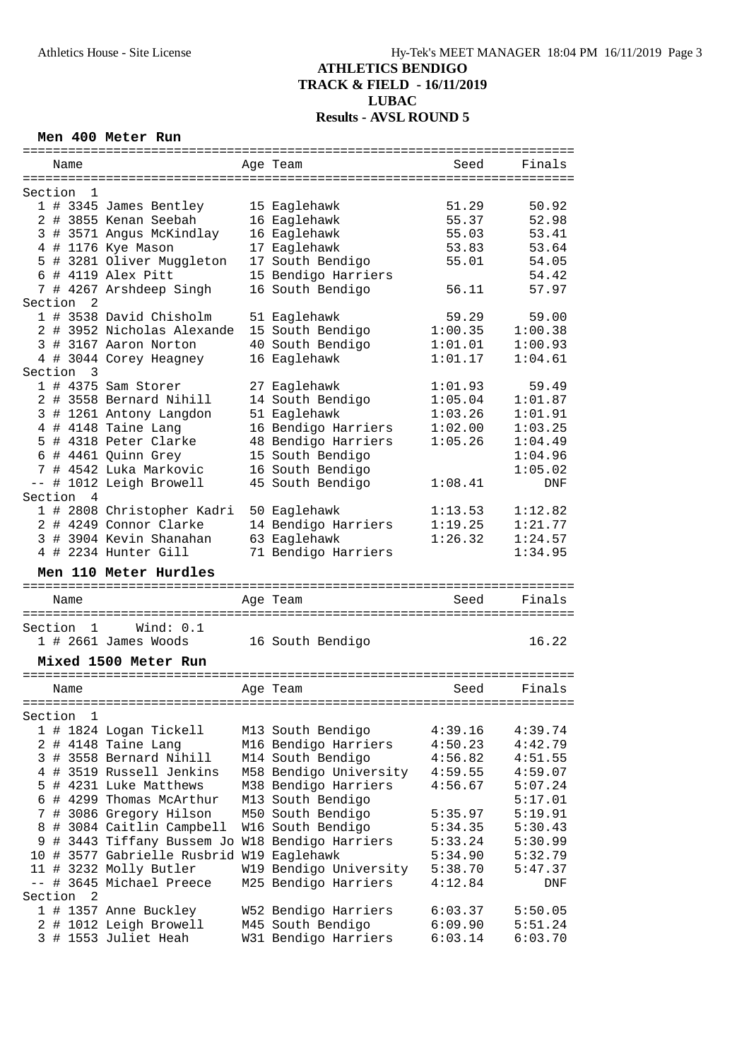# ATHLETICS BENDIGO
## TRACK & FIELD - 16/11/2019
## LUBAC
## Results - AVSL ROUND 5

### Men 400 Meter Run

| Place | Name | Age | Team | Seed | Finals |
|---|---|---|---|---|---|
| **Section 1** | | | | | |
| 1 | # 3345 James Bentley | 15 | Eaglehawk | 51.29 | 50.92 |
| 2 | # 3855 Kenan Seebah | 16 | Eaglehawk | 55.37 | 52.98 |
| 3 | # 3571 Angus McKindlay | 16 | Eaglehawk | 55.03 | 53.41 |
| 4 | # 1176 Kye Mason | 17 | Eaglehawk | 53.83 | 53.64 |
| 5 | # 3281 Oliver Muggleton | 17 | South Bendigo | 55.01 | 54.05 |
| 6 | # 4119 Alex Pitt | 15 | Bendigo Harriers | | 54.42 |
| 7 | # 4267 Arshdeep Singh | 16 | South Bendigo | 56.11 | 57.97 |
| **Section 2** | | | | | |
| 1 | # 3538 David Chisholm | 51 | Eaglehawk | 59.29 | 59.00 |
| 2 | # 3952 Nicholas Alexande | 15 | South Bendigo | 1:00.35 | 1:00.38 |
| 3 | # 3167 Aaron Norton | 40 | South Bendigo | 1:01.01 | 1:00.93 |
| 4 | # 3044 Corey Heagney | 16 | Eaglehawk | 1:01.17 | 1:04.61 |
| **Section 3** | | | | | |
| 1 | # 4375 Sam Storer | 27 | Eaglehawk | 1:01.93 | 59.49 |
| 2 | # 3558 Bernard Nihill | 14 | South Bendigo | 1:05.04 | 1:01.87 |
| 3 | # 1261 Antony Langdon | 51 | Eaglehawk | 1:03.26 | 1:01.91 |
| 4 | # 4148 Taine Lang | 16 | Bendigo Harriers | 1:02.00 | 1:03.25 |
| 5 | # 4318 Peter Clarke | 48 | Bendigo Harriers | 1:05.26 | 1:04.49 |
| 6 | # 4461 Quinn Grey | 15 | South Bendigo | | 1:04.96 |
| 7 | # 4542 Luka Markovic | 16 | South Bendigo | | 1:05.02 |
| -- | # 1012 Leigh Browell | 45 | South Bendigo | 1:08.41 | DNF |
| **Section 4** | | | | | |
| 1 | # 2808 Christopher Kadri | 50 | Eaglehawk | 1:13.53 | 1:12.82 |
| 2 | # 4249 Connor Clarke | 14 | Bendigo Harriers | 1:19.25 | 1:21.77 |
| 3 | # 3904 Kevin Shanahan | 63 | Eaglehawk | 1:26.32 | 1:24.57 |
| 4 | # 2234 Hunter Gill | 71 | Bendigo Harriers | | 1:34.95 |

### Men 110 Meter Hurdles

| Place | Name | Age | Team | Seed | Finals |
|---|---|---|---|---|---|
| **Section 1** Wind: 0.1 | | | | | |
| 1 | # 2661 James Woods | 16 | South Bendigo | | 16.22 |

### Mixed 1500 Meter Run

| Place | Name | Age | Team | Seed | Finals |
|---|---|---|---|---|---|
| **Section 1** | | | | | |
| 1 | # 1824 Logan Tickell | M13 | South Bendigo | 4:39.16 | 4:39.74 |
| 2 | # 4148 Taine Lang | M16 | Bendigo Harriers | 4:50.23 | 4:42.79 |
| 3 | # 3558 Bernard Nihill | M14 | South Bendigo | 4:56.82 | 4:51.55 |
| 4 | # 3519 Russell Jenkins | M58 | Bendigo University | 4:59.55 | 4:59.07 |
| 5 | # 4231 Luke Matthews | M38 | Bendigo Harriers | 4:56.67 | 5:07.24 |
| 6 | # 4299 Thomas McArthur | M13 | South Bendigo | | 5:17.01 |
| 7 | # 3086 Gregory Hilson | M50 | South Bendigo | 5:35.97 | 5:19.91 |
| 8 | # 3084 Caitlin Campbell | W16 | South Bendigo | 5:34.35 | 5:30.43 |
| 9 | # 3443 Tiffany Bussem Jo | W18 | Bendigo Harriers | 5:33.24 | 5:30.99 |
| 10 | # 3577 Gabrielle Rusbrid | W19 | Eaglehawk | 5:34.90 | 5:32.79 |
| 11 | # 3232 Molly Butler | W19 | Bendigo University | 5:38.70 | 5:47.37 |
| -- | # 3645 Michael Preece | M25 | Bendigo Harriers | 4:12.84 | DNF |
| **Section 2** | | | | | |
| 1 | # 1357 Anne Buckley | W52 | Bendigo Harriers | 6:03.37 | 5:50.05 |
| 2 | # 1012 Leigh Browell | M45 | South Bendigo | 6:09.90 | 5:51.24 |
| 3 | # 1553 Juliet Heah | W31 | Bendigo Harriers | 6:03.14 | 6:03.70 |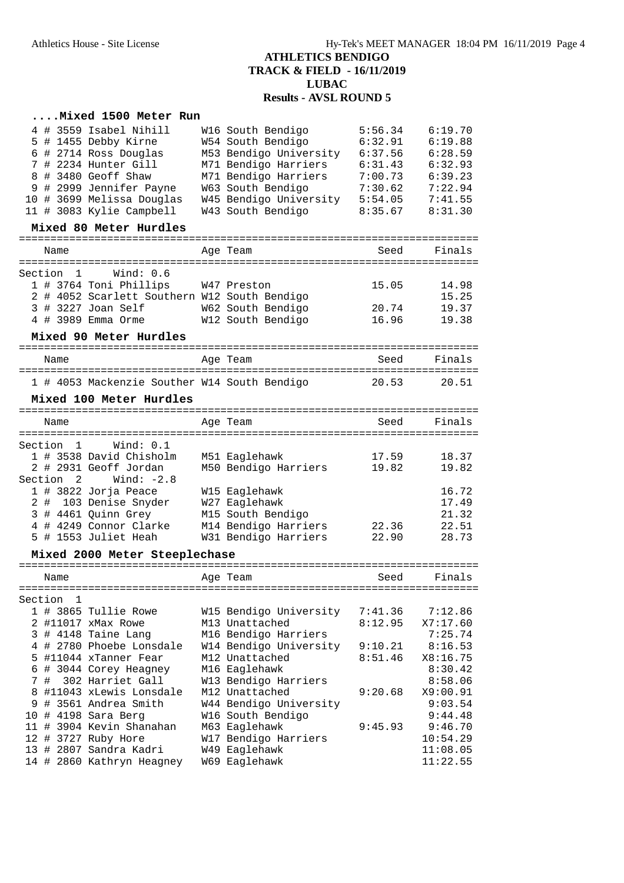# ATHLETICS BENDIGO
## TRACK & FIELD - 16/11/2019
## LUBAC
## Results - AVSL ROUND 5

### ....Mixed 1500 Meter Run

| | Name | Age | Team | Seed | Finals |
|---|---|---|---|---|---|
| 4 | # 3559 Isabel Nihill | W16 | South Bendigo | 5:56.34 | 6:19.70 |
| 5 | # 1455 Debby Kirne | W54 | South Bendigo | 6:32.91 | 6:19.88 |
| 6 | # 2714 Ross Douglas | M53 | Bendigo University | 6:37.56 | 6:28.59 |
| 7 | # 2234 Hunter Gill | M71 | Bendigo Harriers | 6:31.43 | 6:32.93 |
| 8 | # 3480 Geoff Shaw | M71 | Bendigo Harriers | 7:00.73 | 6:39.23 |
| 9 | # 2999 Jennifer Payne | W63 | South Bendigo | 7:30.62 | 7:22.94 |
| 10 | # 3699 Melissa Douglas | W45 | Bendigo University | 5:54.05 | 7:41.55 |
| 11 | # 3083 Kylie Campbell | W43 | South Bendigo | 8:35.67 | 8:31.30 |

### Mixed 80 Meter Hurdles

| | Name | Age | Team | Seed | Finals |
|---|---|---|---|---|---|
| Section 1 | Wind: 0.6 | | | | |
| 1 | # 3764 Toni Phillips | W47 | Preston | 15.05 | 14.98 |
| 2 | # 4052 Scarlett Southern | W12 | South Bendigo | | 15.25 |
| 3 | # 3227 Joan Self | W62 | South Bendigo | 20.74 | 19.37 |
| 4 | # 3989 Emma Orme | W12 | South Bendigo | 16.96 | 19.38 |

### Mixed 90 Meter Hurdles

| | Name | Age | Team | Seed | Finals |
|---|---|---|---|---|---|
| 1 | # 4053 Mackenzie Souther | W14 | South Bendigo | 20.53 | 20.51 |

### Mixed 100 Meter Hurdles

| | Name | Age | Team | Seed | Finals |
|---|---|---|---|---|---|
| Section 1 | Wind: 0.1 | | | | |
| 1 | # 3538 David Chisholm | M51 | Eaglehawk | 17.59 | 18.37 |
| 2 | # 2931 Geoff Jordan | M50 | Bendigo Harriers | 19.82 | 19.82 |
| Section 2 | Wind: -2.8 | | | | |
| 1 | # 3822 Jorja Peace | W15 | Eaglehawk | | 16.72 |
| 2 | # 103 Denise Snyder | W27 | Eaglehawk | | 17.49 |
| 3 | # 4461 Quinn Grey | M15 | South Bendigo | | 21.32 |
| 4 | # 4249 Connor Clarke | M14 | Bendigo Harriers | 22.36 | 22.51 |
| 5 | # 1553 Juliet Heah | W31 | Bendigo Harriers | 22.90 | 28.73 |

### Mixed 2000 Meter Steeplechase

| | Name | Age | Team | Seed | Finals |
|---|---|---|---|---|---|
| Section 1 | | | | | |
| 1 | # 3865 Tullie Rowe | W15 | Bendigo University | 7:41.36 | 7:12.86 |
| 2 | #11017 xMax Rowe | M13 | Unattached | 8:12.95 | X7:17.60 |
| 3 | # 4148 Taine Lang | M16 | Bendigo Harriers | | 7:25.74 |
| 4 | # 2780 Phoebe Lonsdale | W14 | Bendigo University | 9:10.21 | 8:16.53 |
| 5 | #11044 xTanner Fear | M12 | Unattached | 8:51.46 | X8:16.75 |
| 6 | # 3044 Corey Heagney | M16 | Eaglehawk | | 8:30.42 |
| 7 | # 302 Harriet Gall | W13 | Bendigo Harriers | | 8:58.06 |
| 8 | #11043 xLewis Lonsdale | M12 | Unattached | 9:20.68 | X9:00.91 |
| 9 | # 3561 Andrea Smith | W44 | Bendigo University | | 9:03.54 |
| 10 | # 4198 Sara Berg | W16 | South Bendigo | | 9:44.48 |
| 11 | # 3904 Kevin Shanahan | M63 | Eaglehawk | 9:45.93 | 9:46.70 |
| 12 | # 3727 Ruby Hore | W17 | Bendigo Harriers | | 10:54.29 |
| 13 | # 2807 Sandra Kadri | W49 | Eaglehawk | | 11:08.05 |
| 14 | # 2860 Kathryn Heagney | W69 | Eaglehawk | | 11:22.55 |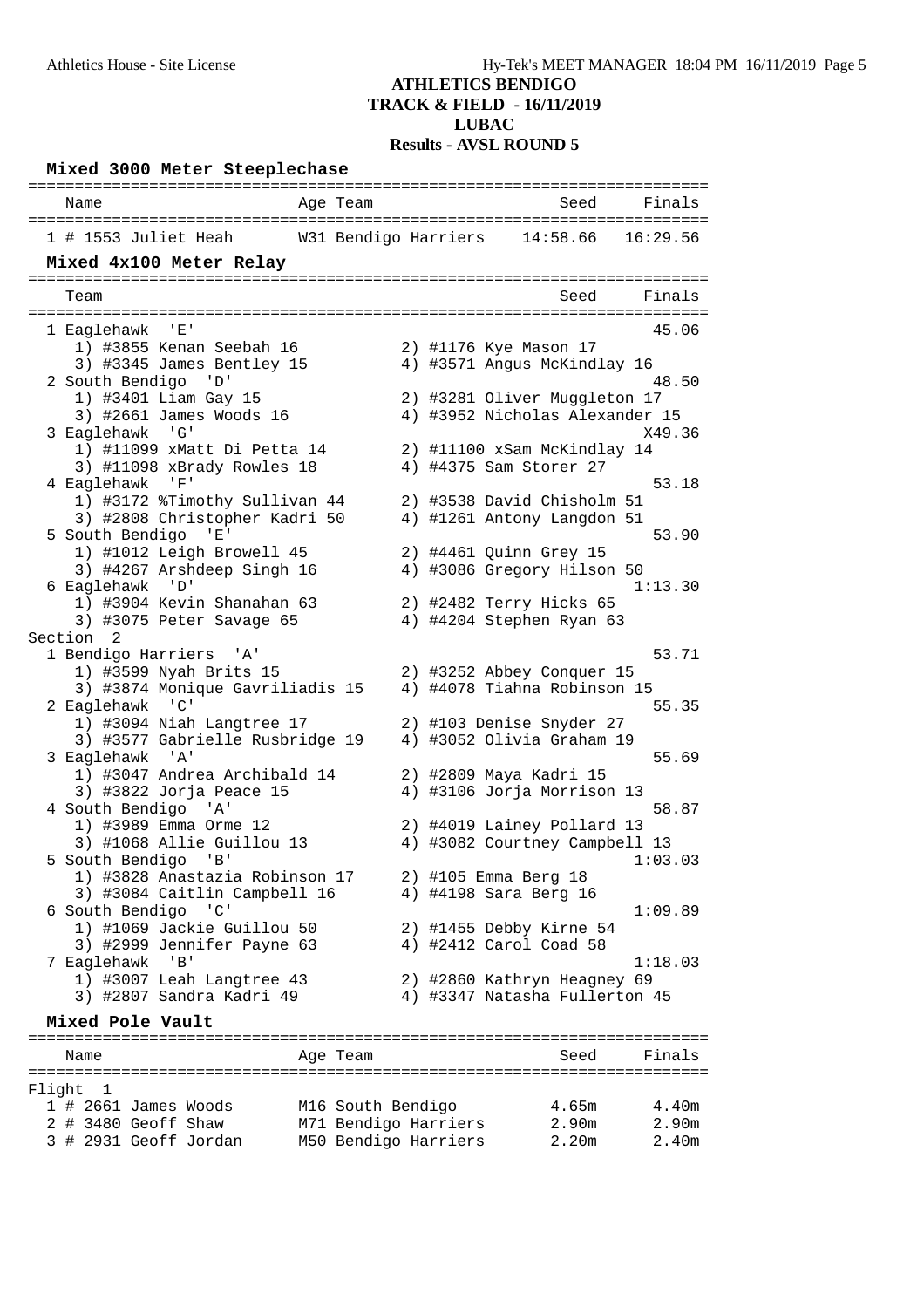# ATHLETICS BENDIGO
## TRACK & FIELD - 16/11/2019
## LUBAC
## Results - AVSL ROUND 5

### Mixed 3000 Meter Steeplechase

| | Name | Age | Team | Seed | Finals |
|---|---|---|---|---|---|
| 1 | # 1553 Juliet Heah | W31 | Bendigo Harriers | 14:58.66 | 16:29.56 |

### Mixed 4x100 Meter Relay

| | Team | Seed | Finals |
|---|---|---|---|
| 1 | Eaglehawk 'E' | | 45.06 |
| | 1) #3855 Kenan Seebah 16; 2) #1176 Kye Mason 17; 3) #3345 James Bentley 15; 4) #3571 Angus McKindlay 16 | | |
| 2 | South Bendigo 'D' | | 48.50 |
| | 1) #3401 Liam Gay 15; 2) #3281 Oliver Muggleton 17; 3) #2661 James Woods 16; 4) #3952 Nicholas Alexander 15 | | |
| 3 | Eaglehawk 'G' | | X49.36 |
| | 1) #11099 xMatt Di Petta 14; 2) #11100 xSam McKindlay 14; 3) #11098 xBrady Rowles 18; 4) #4375 Sam Storer 27 | | |
| 4 | Eaglehawk 'F' | | 53.18 |
| | 1) #3172 %Timothy Sullivan 44; 2) #3538 David Chisholm 51; 3) #2808 Christopher Kadri 50; 4) #1261 Antony Langdon 51 | | |
| 5 | South Bendigo 'E' | | 53.90 |
| | 1) #1012 Leigh Browell 45; 2) #4461 Quinn Grey 15; 3) #4267 Arshdeep Singh 16; 4) #3086 Gregory Hilson 50 | | |
| 6 | Eaglehawk 'D' | | 1:13.30 |
| | 1) #3904 Kevin Shanahan 63; 2) #2482 Terry Hicks 65; 3) #3075 Peter Savage 65; 4) #4204 Stephen Ryan 63 | | |

Section 2

| | Team | Seed | Finals |
|---|---|---|---|
| 1 | Bendigo Harriers 'A' | | 53.71 |
| | 1) #3599 Nyah Brits 15; 2) #3252 Abbey Conquer 15; 3) #3874 Monique Gavriliadis 15; 4) #4078 Tiahna Robinson 15 | | |
| 2 | Eaglehawk 'C' | | 55.35 |
| | 1) #3094 Niah Langtree 17; 2) #103 Denise Snyder 27; 3) #3577 Gabrielle Rusbridge 19; 4) #3052 Olivia Graham 19 | | |
| 3 | Eaglehawk 'A' | | 55.69 |
| | 1) #3047 Andrea Archibald 14; 2) #2809 Maya Kadri 15; 3) #3822 Jorja Peace 15; 4) #3106 Jorja Morrison 13 | | |
| 4 | South Bendigo 'A' | | 58.87 |
| | 1) #3989 Emma Orme 12; 2) #4019 Lainey Pollard 13; 3) #1068 Allie Guillou 13; 4) #3082 Courtney Campbell 13 | | |
| 5 | South Bendigo 'B' | | 1:03.03 |
| | 1) #3828 Anastazia Robinson 17; 2) #105 Emma Berg 18; 3) #3084 Caitlin Campbell 16; 4) #4198 Sara Berg 16 | | |
| 6 | South Bendigo 'C' | | 1:09.89 |
| | 1) #1069 Jackie Guillou 50; 2) #1455 Debby Kirne 54; 3) #2999 Jennifer Payne 63; 4) #2412 Carol Coad 58 | | |
| 7 | Eaglehawk 'B' | | 1:18.03 |
| | 1) #3007 Leah Langtree 43; 2) #2860 Kathryn Heagney 69; 3) #2807 Sandra Kadri 49; 4) #3347 Natasha Fullerton 45 | | |

### Mixed Pole Vault

Flight 1

| | Name | Age | Team | Seed | Finals |
|---|---|---|---|---|---|
| 1 | # 2661 James Woods | M16 | South Bendigo | 4.65m | 4.40m |
| 2 | # 3480 Geoff Shaw | M71 | Bendigo Harriers | 2.90m | 2.90m |
| 3 | # 2931 Geoff Jordan | M50 | Bendigo Harriers | 2.20m | 2.40m |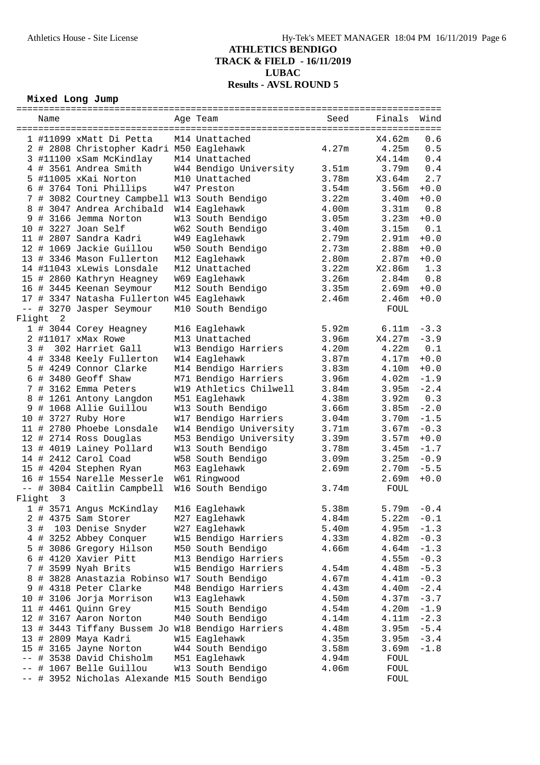# ATHLETICS BENDIGO
## TRACK & FIELD - 16/11/2019
## LUBAC
## Results - AVSL ROUND 5

**Mixed Long Jump**

| Place | | Name | Age | Team | Seed | Finals | Wind |
|---|---|---|---|---|---|---|---|
| 1 | #11099 | xMatt Di Petta | M14 | Unattached | | X4.62m | 0.6 |
| 2 | # 2808 | Christopher Kadri | M50 | Eaglehawk | 4.27m | 4.25m | 0.5 |
| 3 | #11100 | xSam McKindlay | M14 | Unattached | | X4.14m | 0.4 |
| 4 | # 3561 | Andrea Smith | W44 | Bendigo University | 3.51m | 3.79m | 0.4 |
| 5 | #11005 | xKai Norton | M10 | Unattached | 3.78m | X3.64m | 2.7 |
| 6 | # 3764 | Toni Phillips | W47 | Preston | 3.54m | 3.56m | +0.0 |
| 7 | # 3082 | Courtney Campbell | W13 | South Bendigo | 3.22m | 3.40m | +0.0 |
| 8 | # 3047 | Andrea Archibald | W14 | Eaglehawk | 4.00m | 3.31m | 0.8 |
| 9 | # 3166 | Jemma Norton | W13 | South Bendigo | 3.05m | 3.23m | +0.0 |
| 10 | # 3227 | Joan Self | W62 | South Bendigo | 3.40m | 3.15m | 0.1 |
| 11 | # 2807 | Sandra Kadri | W49 | Eaglehawk | 2.79m | 2.91m | +0.0 |
| 12 | # 1069 | Jackie Guillou | W50 | South Bendigo | 2.73m | 2.88m | +0.0 |
| 13 | # 3346 | Mason Fullerton | M12 | Eaglehawk | 2.80m | 2.87m | +0.0 |
| 14 | #11043 | xLewis Lonsdale | M12 | Unattached | 3.22m | X2.86m | 1.3 |
| 15 | # 2860 | Kathryn Heagney | W69 | Eaglehawk | 3.26m | 2.84m | 0.8 |
| 16 | # 3445 | Keenan Seymour | M12 | South Bendigo | 3.35m | 2.69m | +0.0 |
| 17 | # 3347 | Natasha Fullerton | W45 | Eaglehawk | 2.46m | 2.46m | +0.0 |
| -- | # 3270 | Jasper Seymour | M10 | South Bendigo | | FOUL | |
| **Flight 2** | | | | | | | |
| 1 | # 3044 | Corey Heagney | M16 | Eaglehawk | 5.92m | 6.11m | -3.3 |
| 2 | #11017 | xMax Rowe | M13 | Unattached | 3.96m | X4.27m | -3.9 |
| 3 | # 302 | Harriet Gall | W13 | Bendigo Harriers | 4.20m | 4.22m | 0.1 |
| 4 | # 3348 | Keely Fullerton | W14 | Eaglehawk | 3.87m | 4.17m | +0.0 |
| 5 | # 4249 | Connor Clarke | M14 | Bendigo Harriers | 3.83m | 4.10m | +0.0 |
| 6 | # 3480 | Geoff Shaw | M71 | Bendigo Harriers | 3.96m | 4.02m | -1.9 |
| 7 | # 3162 | Emma Peters | W19 | Athletics Chilwell | 3.84m | 3.95m | -2.4 |
| 8 | # 1261 | Antony Langdon | M51 | Eaglehawk | 4.38m | 3.92m | 0.3 |
| 9 | # 1068 | Allie Guillou | W13 | South Bendigo | 3.66m | 3.85m | -2.0 |
| 10 | # 3727 | Ruby Hore | W17 | Bendigo Harriers | 3.04m | 3.70m | -1.5 |
| 11 | # 2780 | Phoebe Lonsdale | W14 | Bendigo University | 3.71m | 3.67m | -0.3 |
| 12 | # 2714 | Ross Douglas | M53 | Bendigo University | 3.39m | 3.57m | +0.0 |
| 13 | # 4019 | Lainey Pollard | W13 | South Bendigo | 3.78m | 3.45m | -1.7 |
| 14 | # 2412 | Carol Coad | W58 | South Bendigo | 3.09m | 3.25m | -0.9 |
| 15 | # 4204 | Stephen Ryan | M63 | Eaglehawk | 2.69m | 2.70m | -5.5 |
| 16 | # 1554 | Narelle Messerle | W61 | Ringwood | | 2.69m | +0.0 |
| -- | # 3084 | Caitlin Campbell | W16 | South Bendigo | 3.74m | FOUL | |
| **Flight 3** | | | | | | | |
| 1 | # 3571 | Angus McKindlay | M16 | Eaglehawk | 5.38m | 5.79m | -0.4 |
| 2 | # 4375 | Sam Storer | M27 | Eaglehawk | 4.84m | 5.22m | -0.1 |
| 3 | # 103 | Denise Snyder | W27 | Eaglehawk | 5.40m | 4.95m | -1.3 |
| 4 | # 3252 | Abbey Conquer | W15 | Bendigo Harriers | 4.33m | 4.82m | -0.3 |
| 5 | # 3086 | Gregory Hilson | M50 | South Bendigo | 4.66m | 4.64m | -1.3 |
| 6 | # 4120 | Xavier Pitt | M13 | Bendigo Harriers | | 4.55m | -0.3 |
| 7 | # 3599 | Nyah Brits | W15 | Bendigo Harriers | 4.54m | 4.48m | -5.3 |
| 8 | # 3828 | Anastazia Robinso | W17 | South Bendigo | 4.67m | 4.41m | -0.3 |
| 9 | # 4318 | Peter Clarke | M48 | Bendigo Harriers | 4.43m | 4.40m | -2.4 |
| 10 | # 3106 | Jorja Morrison | W13 | Eaglehawk | 4.50m | 4.37m | -3.7 |
| 11 | # 4461 | Quinn Grey | M15 | South Bendigo | 4.54m | 4.20m | -1.9 |
| 12 | # 3167 | Aaron Norton | M40 | South Bendigo | 4.14m | 4.11m | -2.3 |
| 13 | # 3443 | Tiffany Bussem Jo | W18 | Bendigo Harriers | 4.48m | 3.95m | -5.4 |
| 13 | # 2809 | Maya Kadri | W15 | Eaglehawk | 4.35m | 3.95m | -3.4 |
| 15 | # 3165 | Jayne Norton | W44 | South Bendigo | 3.58m | 3.69m | -1.8 |
| -- | # 3538 | David Chisholm | M51 | Eaglehawk | 4.94m | FOUL | |
| -- | # 1067 | Belle Guillou | W13 | South Bendigo | 4.06m | FOUL | |
| -- | # 3952 | Nicholas Alexande | M15 | South Bendigo | | FOUL | |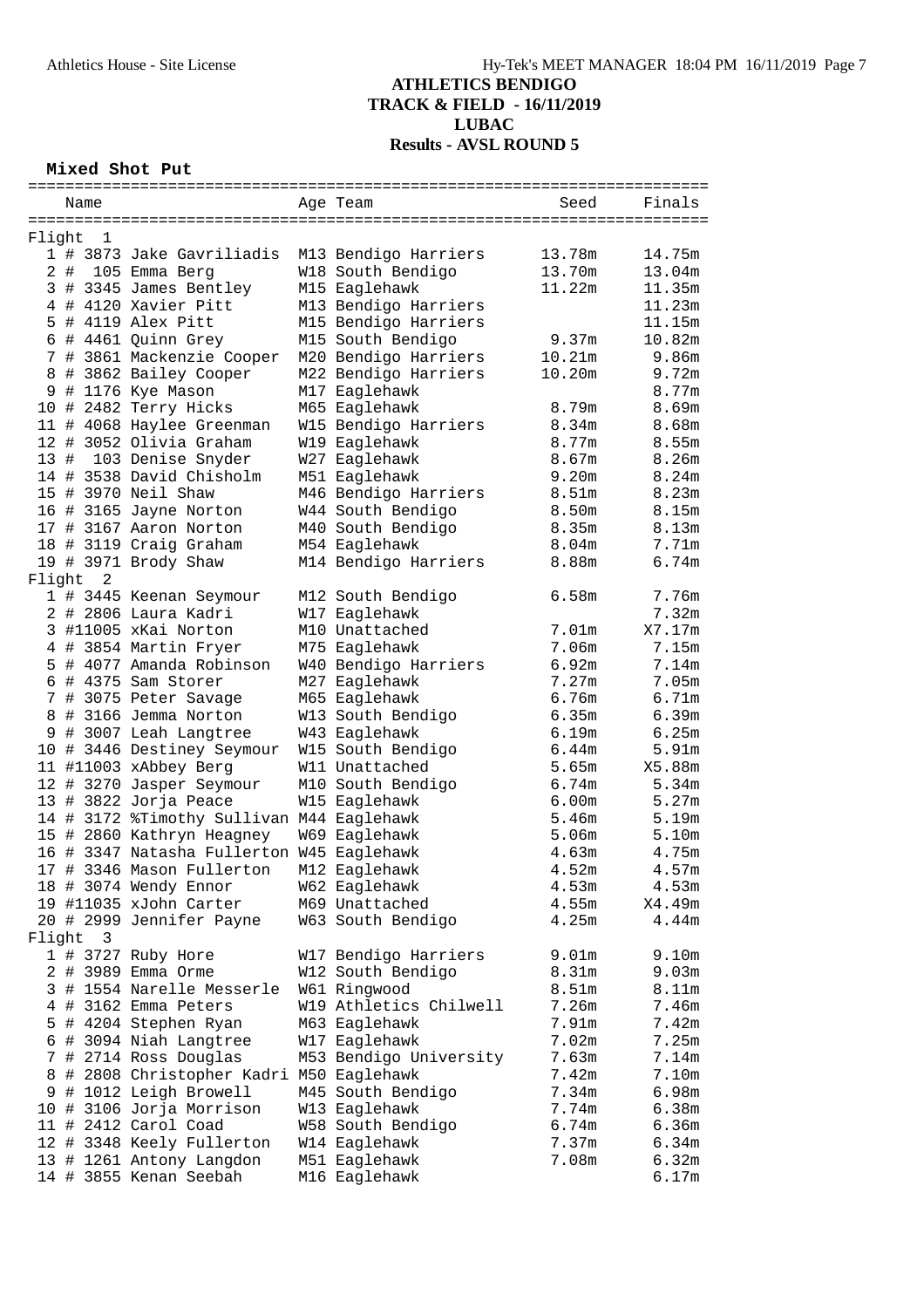# ATHLETICS BENDIGO
## TRACK & FIELD - 16/11/2019
## LUBAC
## Results - AVSL ROUND 5

### Mixed Shot Put

| | Name | Age | Team | Seed | Finals |
|---|---|---|---|---|---|
| **Flight 1** | | | | | |
| 1 | # 3873 Jake Gavriliadis | M13 | Bendigo Harriers | 13.78m | 14.75m |
| 2 | # 105 Emma Berg | W18 | South Bendigo | 13.70m | 13.04m |
| 3 | # 3345 James Bentley | M15 | Eaglehawk | 11.22m | 11.35m |
| 4 | # 4120 Xavier Pitt | M13 | Bendigo Harriers | | 11.23m |
| 5 | # 4119 Alex Pitt | M15 | Bendigo Harriers | | 11.15m |
| 6 | # 4461 Quinn Grey | M15 | South Bendigo | 9.37m | 10.82m |
| 7 | # 3861 Mackenzie Cooper | M20 | Bendigo Harriers | 10.21m | 9.86m |
| 8 | # 3862 Bailey Cooper | M22 | Bendigo Harriers | 10.20m | 9.72m |
| 9 | # 1176 Kye Mason | M17 | Eaglehawk | | 8.77m |
| 10 | # 2482 Terry Hicks | M65 | Eaglehawk | 8.79m | 8.69m |
| 11 | # 4068 Haylee Greenman | W15 | Bendigo Harriers | 8.34m | 8.68m |
| 12 | # 3052 Olivia Graham | W19 | Eaglehawk | 8.77m | 8.55m |
| 13 | # 103 Denise Snyder | W27 | Eaglehawk | 8.67m | 8.26m |
| 14 | # 3538 David Chisholm | M51 | Eaglehawk | 9.20m | 8.24m |
| 15 | # 3970 Neil Shaw | M46 | Bendigo Harriers | 8.51m | 8.23m |
| 16 | # 3165 Jayne Norton | W44 | South Bendigo | 8.50m | 8.15m |
| 17 | # 3167 Aaron Norton | M40 | South Bendigo | 8.35m | 8.13m |
| 18 | # 3119 Craig Graham | M54 | Eaglehawk | 8.04m | 7.71m |
| 19 | # 3971 Brody Shaw | M14 | Bendigo Harriers | 8.88m | 6.74m |
| **Flight 2** | | | | | |
| 1 | # 3445 Keenan Seymour | M12 | South Bendigo | 6.58m | 7.76m |
| 2 | # 2806 Laura Kadri | W17 | Eaglehawk | | 7.32m |
| 3 | #11005 xKai Norton | M10 | Unattached | 7.01m | X7.17m |
| 4 | # 3854 Martin Fryer | M75 | Eaglehawk | 7.06m | 7.15m |
| 5 | # 4077 Amanda Robinson | W40 | Bendigo Harriers | 6.92m | 7.14m |
| 6 | # 4375 Sam Storer | M27 | Eaglehawk | 7.27m | 7.05m |
| 7 | # 3075 Peter Savage | M65 | Eaglehawk | 6.76m | 6.71m |
| 8 | # 3166 Jemma Norton | W13 | South Bendigo | 6.35m | 6.39m |
| 9 | # 3007 Leah Langtree | W43 | Eaglehawk | 6.19m | 6.25m |
| 10 | # 3446 Destiney Seymour | W15 | South Bendigo | 6.44m | 5.91m |
| 11 | #11003 xAbbey Berg | W11 | Unattached | 5.65m | X5.88m |
| 12 | # 3270 Jasper Seymour | M10 | South Bendigo | 6.74m | 5.34m |
| 13 | # 3822 Jorja Peace | W15 | Eaglehawk | 6.00m | 5.27m |
| 14 | # 3172 %Timothy Sullivan | M44 | Eaglehawk | 5.46m | 5.19m |
| 15 | # 2860 Kathryn Heagney | W69 | Eaglehawk | 5.06m | 5.10m |
| 16 | # 3347 Natasha Fullerton | W45 | Eaglehawk | 4.63m | 4.75m |
| 17 | # 3346 Mason Fullerton | M12 | Eaglehawk | 4.52m | 4.57m |
| 18 | # 3074 Wendy Ennor | W62 | Eaglehawk | 4.53m | 4.53m |
| 19 | #11035 xJohn Carter | M69 | Unattached | 4.55m | X4.49m |
| 20 | # 2999 Jennifer Payne | W63 | South Bendigo | 4.25m | 4.44m |
| **Flight 3** | | | | | |
| 1 | # 3727 Ruby Hore | W17 | Bendigo Harriers | 9.01m | 9.10m |
| 2 | # 3989 Emma Orme | W12 | South Bendigo | 8.31m | 9.03m |
| 3 | # 1554 Narelle Messerle | W61 | Ringwood | 8.51m | 8.11m |
| 4 | # 3162 Emma Peters | W19 | Athletics Chilwell | 7.26m | 7.46m |
| 5 | # 4204 Stephen Ryan | M63 | Eaglehawk | 7.91m | 7.42m |
| 6 | # 3094 Niah Langtree | W17 | Eaglehawk | 7.02m | 7.25m |
| 7 | # 2714 Ross Douglas | M53 | Bendigo University | 7.63m | 7.14m |
| 8 | # 2808 Christopher Kadri | M50 | Eaglehawk | 7.42m | 7.10m |
| 9 | # 1012 Leigh Browell | M45 | South Bendigo | 7.34m | 6.98m |
| 10 | # 3106 Jorja Morrison | W13 | Eaglehawk | 7.74m | 6.38m |
| 11 | # 2412 Carol Coad | W58 | South Bendigo | 6.74m | 6.36m |
| 12 | # 3348 Keely Fullerton | W14 | Eaglehawk | 7.37m | 6.34m |
| 13 | # 1261 Antony Langdon | M51 | Eaglehawk | 7.08m | 6.32m |
| 14 | # 3855 Kenan Seebah | M16 | Eaglehawk | | 6.17m |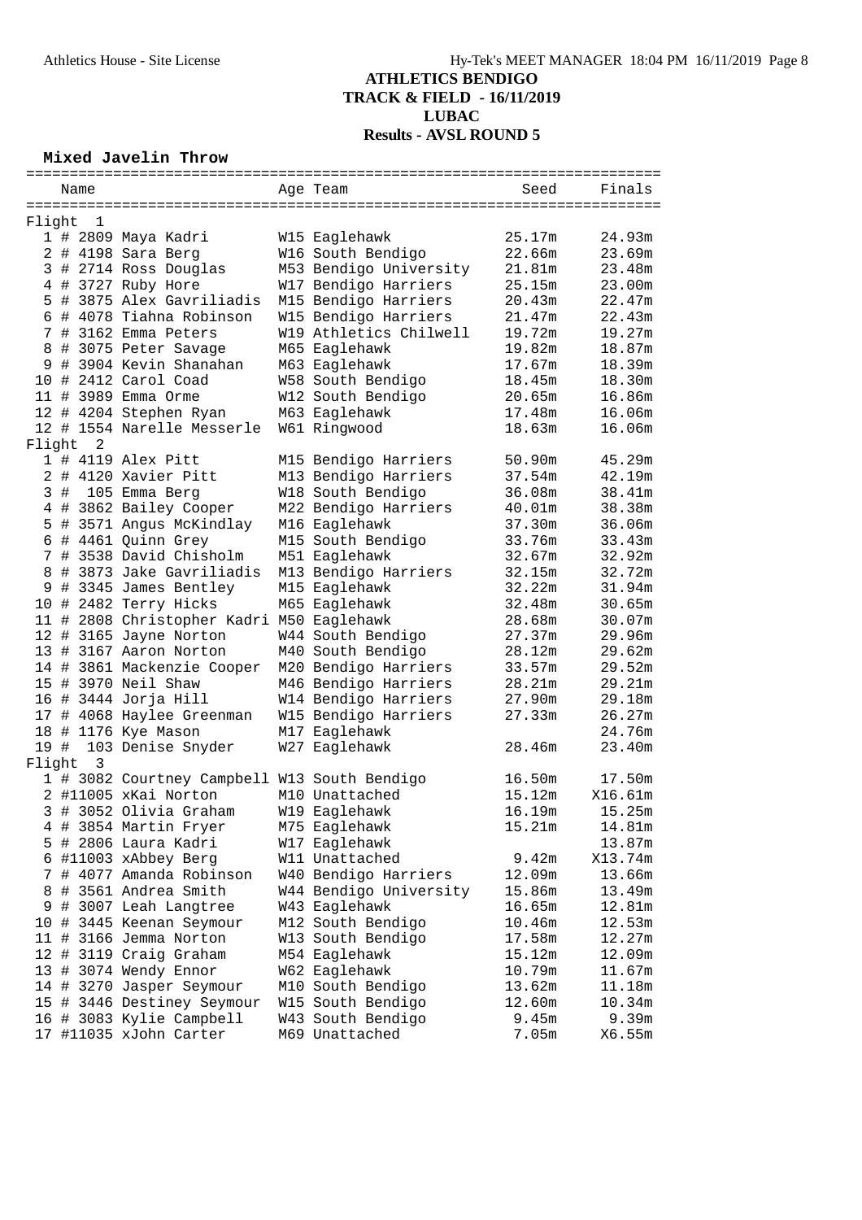# ATHLETICS BENDIGO
## TRACK & FIELD - 16/11/2019
## LUBAC
## Results - AVSL ROUND 5

### Mixed Javelin Throw

| | Name | Age | Team | Seed | Finals |
|---|---|---|---|---|---|
| **Flight 1** | | | | | |
| 1 | # 2809 Maya Kadri | W15 | Eaglehawk | 25.17m | 24.93m |
| 2 | # 4198 Sara Berg | W16 | South Bendigo | 22.66m | 23.69m |
| 3 | # 2714 Ross Douglas | M53 | Bendigo University | 21.81m | 23.48m |
| 4 | # 3727 Ruby Hore | W17 | Bendigo Harriers | 25.15m | 23.00m |
| 5 | # 3875 Alex Gavriliadis | M15 | Bendigo Harriers | 20.43m | 22.47m |
| 6 | # 4078 Tiahna Robinson | W15 | Bendigo Harriers | 21.47m | 22.43m |
| 7 | # 3162 Emma Peters | W19 | Athletics Chilwell | 19.72m | 19.27m |
| 8 | # 3075 Peter Savage | M65 | Eaglehawk | 19.82m | 18.87m |
| 9 | # 3904 Kevin Shanahan | M63 | Eaglehawk | 17.67m | 18.39m |
| 10 | # 2412 Carol Coad | W58 | South Bendigo | 18.45m | 18.30m |
| 11 | # 3989 Emma Orme | W12 | South Bendigo | 20.65m | 16.86m |
| 12 | # 4204 Stephen Ryan | M63 | Eaglehawk | 17.48m | 16.06m |
| 12 | # 1554 Narelle Messerle | W61 | Ringwood | 18.63m | 16.06m |
| **Flight 2** | | | | | |
| 1 | # 4119 Alex Pitt | M15 | Bendigo Harriers | 50.90m | 45.29m |
| 2 | # 4120 Xavier Pitt | M13 | Bendigo Harriers | 37.54m | 42.19m |
| 3 | # 105 Emma Berg | W18 | South Bendigo | 36.08m | 38.41m |
| 4 | # 3862 Bailey Cooper | M22 | Bendigo Harriers | 40.01m | 38.38m |
| 5 | # 3571 Angus McKindlay | M16 | Eaglehawk | 37.30m | 36.06m |
| 6 | # 4461 Quinn Grey | M15 | South Bendigo | 33.76m | 33.43m |
| 7 | # 3538 David Chisholm | M51 | Eaglehawk | 32.67m | 32.92m |
| 8 | # 3873 Jake Gavriliadis | M13 | Bendigo Harriers | 32.15m | 32.72m |
| 9 | # 3345 James Bentley | M15 | Eaglehawk | 32.22m | 31.94m |
| 10 | # 2482 Terry Hicks | M65 | Eaglehawk | 32.48m | 30.65m |
| 11 | # 2808 Christopher Kadri | M50 | Eaglehawk | 28.68m | 30.07m |
| 12 | # 3165 Jayne Norton | W44 | South Bendigo | 27.37m | 29.96m |
| 13 | # 3167 Aaron Norton | M40 | South Bendigo | 28.12m | 29.62m |
| 14 | # 3861 Mackenzie Cooper | M20 | Bendigo Harriers | 33.57m | 29.52m |
| 15 | # 3970 Neil Shaw | M46 | Bendigo Harriers | 28.21m | 29.21m |
| 16 | # 3444 Jorja Hill | W14 | Bendigo Harriers | 27.90m | 29.18m |
| 17 | # 4068 Haylee Greenman | W15 | Bendigo Harriers | 27.33m | 26.27m |
| 18 | # 1176 Kye Mason | M17 | Eaglehawk | | 24.76m |
| 19 | # 103 Denise Snyder | W27 | Eaglehawk | 28.46m | 23.40m |
| **Flight 3** | | | | | |
| 1 | # 3082 Courtney Campbell | W13 | South Bendigo | 16.50m | 17.50m |
| 2 | #11005 xKai Norton | M10 | Unattached | 15.12m | X16.61m |
| 3 | # 3052 Olivia Graham | W19 | Eaglehawk | 16.19m | 15.25m |
| 4 | # 3854 Martin Fryer | M75 | Eaglehawk | 15.21m | 14.81m |
| 5 | # 2806 Laura Kadri | W17 | Eaglehawk | | 13.87m |
| 6 | #11003 xAbbey Berg | W11 | Unattached | 9.42m | X13.74m |
| 7 | # 4077 Amanda Robinson | W40 | Bendigo Harriers | 12.09m | 13.66m |
| 8 | # 3561 Andrea Smith | W44 | Bendigo University | 15.86m | 13.49m |
| 9 | # 3007 Leah Langtree | W43 | Eaglehawk | 16.65m | 12.81m |
| 10 | # 3445 Keenan Seymour | M12 | South Bendigo | 10.46m | 12.53m |
| 11 | # 3166 Jemma Norton | W13 | South Bendigo | 17.58m | 12.27m |
| 12 | # 3119 Craig Graham | M54 | Eaglehawk | 15.12m | 12.09m |
| 13 | # 3074 Wendy Ennor | W62 | Eaglehawk | 10.79m | 11.67m |
| 14 | # 3270 Jasper Seymour | M10 | South Bendigo | 13.62m | 11.18m |
| 15 | # 3446 Destiney Seymour | W15 | South Bendigo | 12.60m | 10.34m |
| 16 | # 3083 Kylie Campbell | W43 | South Bendigo | 9.45m | 9.39m |
| 17 | #11035 xJohn Carter | M69 | Unattached | 7.05m | X6.55m |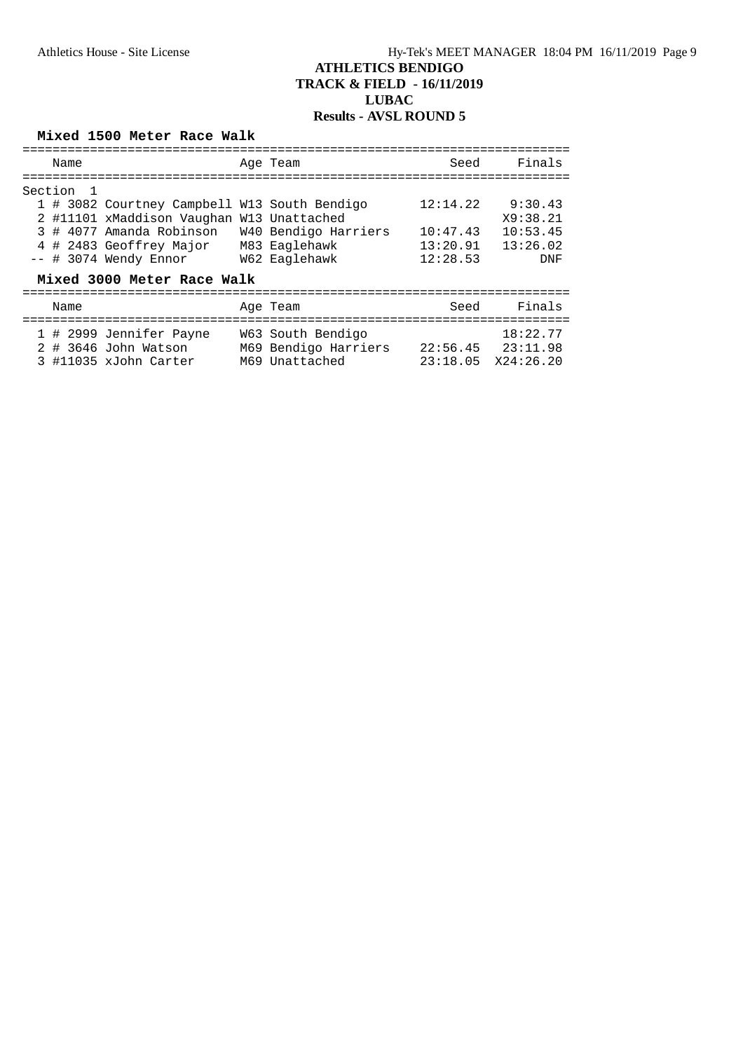# ATHLETICS BENDIGO
## TRACK & FIELD - 16/11/2019
## LUBAC
## Results - AVSL ROUND 5

### Mixed 1500 Meter Race Walk

| Name | Age | Team | Seed | Finals |
|---|---|---|---|---|
| Section 1 | | | | |
| 1 # 3082 Courtney Campbell | W13 | South Bendigo | 12:14.22 | 9:30.43 |
| 2 #11101 xMaddison Vaughan | W13 | Unattached | | X9:38.21 |
| 3 # 4077 Amanda Robinson | W40 | Bendigo Harriers | 10:47.43 | 10:53.45 |
| 4 # 2483 Geoffrey Major | M83 | Eaglehawk | 13:20.91 | 13:26.02 |
| -- # 3074 Wendy Ennor | W62 | Eaglehawk | 12:28.53 | DNF |

### Mixed 3000 Meter Race Walk

| Name | Age | Team | Seed | Finals |
|---|---|---|---|---|
| 1 # 2999 Jennifer Payne | W63 | South Bendigo | | 18:22.77 |
| 2 # 3646 John Watson | M69 | Bendigo Harriers | 22:56.45 | 23:11.98 |
| 3 #11035 xJohn Carter | M69 | Unattached | 23:18.05 | X24:26.20 |